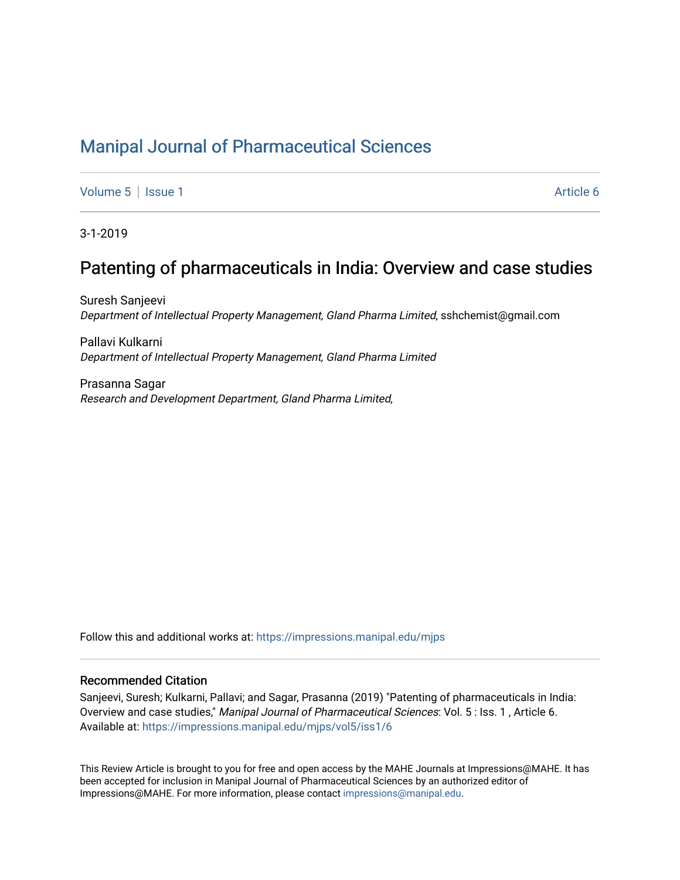# Manipal Journal of Pharmaceutical Sciences

Volume 5 | Issue 1 Article 6

3-1-2019

## Patenting of pharmaceuticals in India: Overview and case studies

Suresh Sanjeevi
*Department of Intellectual Property Management, Gland Pharma Limited*, sshchemist@gmail.com

Pallavi Kulkarni
*Department of Intellectual Property Management, Gland Pharma Limited*

Prasanna Sagar
*Research and Development Department, Gland Pharma Limited,*

Follow this and additional works at: https://impressions.manipal.edu/mjps

### Recommended Citation

Sanjeevi, Suresh; Kulkarni, Pallavi; and Sagar, Prasanna (2019) "Patenting of pharmaceuticals in India: Overview and case studies," *Manipal Journal of Pharmaceutical Sciences*: Vol. 5 : Iss. 1 , Article 6.
Available at: https://impressions.manipal.edu/mjps/vol5/iss1/6

This Review Article is brought to you for free and open access by the MAHE Journals at Impressions@MAHE. It has been accepted for inclusion in Manipal Journal of Pharmaceutical Sciences by an authorized editor of Impressions@MAHE. For more information, please contact impressions@manipal.edu.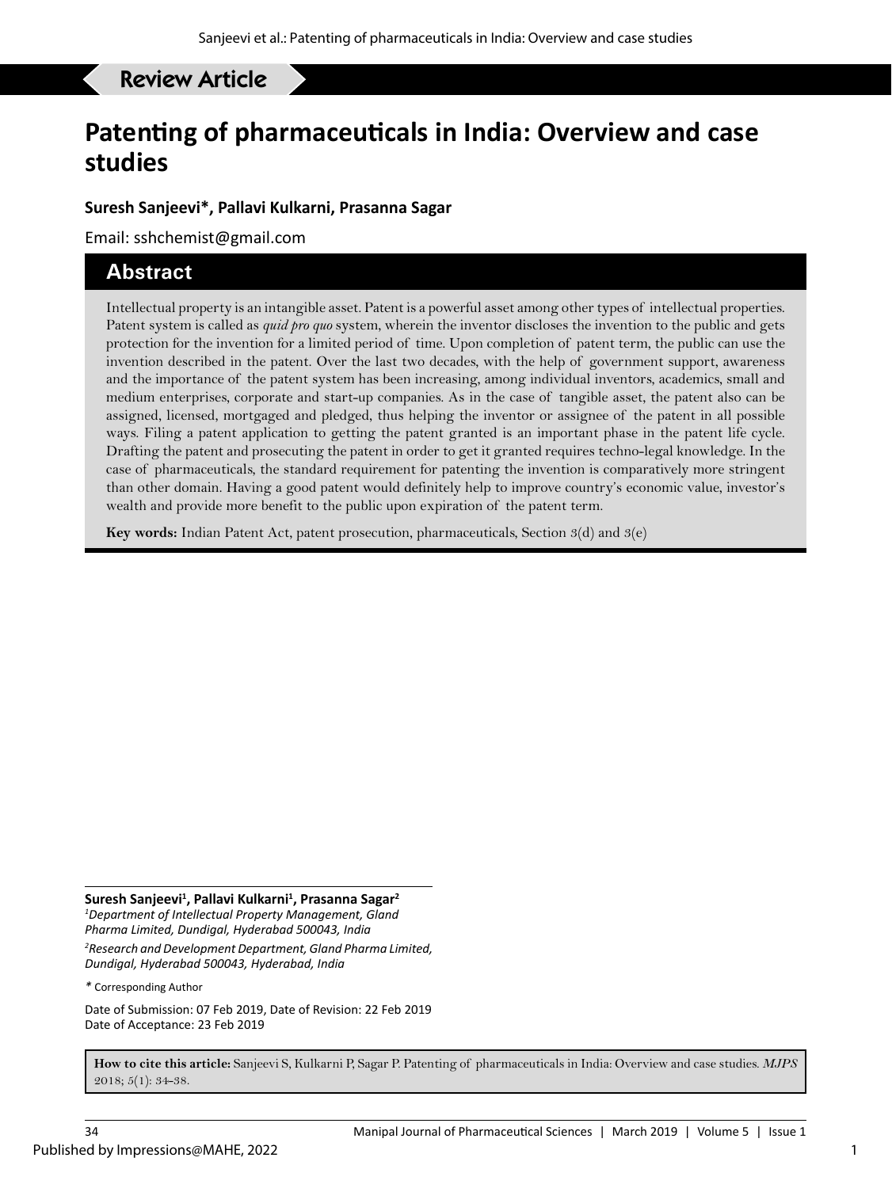Review Article

# Patenting of pharmaceuticals in India: Overview and case studies

**Suresh Sanjeevi*, Pallavi Kulkarni, Prasanna Sagar**

Email: sshchemist@gmail.com

## Abstract

Intellectual property is an intangible asset. Patent is a powerful asset among other types of intellectual properties. Patent system is called as *quid pro quo* system, wherein the inventor discloses the invention to the public and gets protection for the invention for a limited period of time. Upon completion of patent term, the public can use the invention described in the patent. Over the last two decades, with the help of government support, awareness and the importance of the patent system has been increasing, among individual inventors, academics, small and medium enterprises, corporate and start-up companies. As in the case of tangible asset, the patent also can be assigned, licensed, mortgaged and pledged, thus helping the inventor or assignee of the patent in all possible ways. Filing a patent application to getting the patent granted is an important phase in the patent life cycle. Drafting the patent and prosecuting the patent in order to get it granted requires techno-legal knowledge. In the case of pharmaceuticals, the standard requirement for patenting the invention is comparatively more stringent than other domain. Having a good patent would definitely help to improve country's economic value, investor's wealth and provide more benefit to the public upon expiration of the patent term.

**Key words:** Indian Patent Act, patent prosecution, pharmaceuticals, Section 3(d) and 3(e)

**Suresh Sanjeevi[1], Pallavi Kulkarni[1], Prasanna Sagar[2]**

*[1]Department of Intellectual Property Management, Gland Pharma Limited, Dundigal, Hyderabad 500043, India*

*[2]Research and Development Department, Gland Pharma Limited, Dundigal, Hyderabad 500043, Hyderabad, India*

*\* Corresponding Author*

Date of Submission: 07 Feb 2019, Date of Revision: 22 Feb 2019
Date of Acceptance: 23 Feb 2019

**How to cite this article:** Sanjeevi S, Kulkarni P, Sagar P. Patenting of pharmaceuticals in India: Overview and case studies. *MJPS* 2018; 5(1): 34–38.